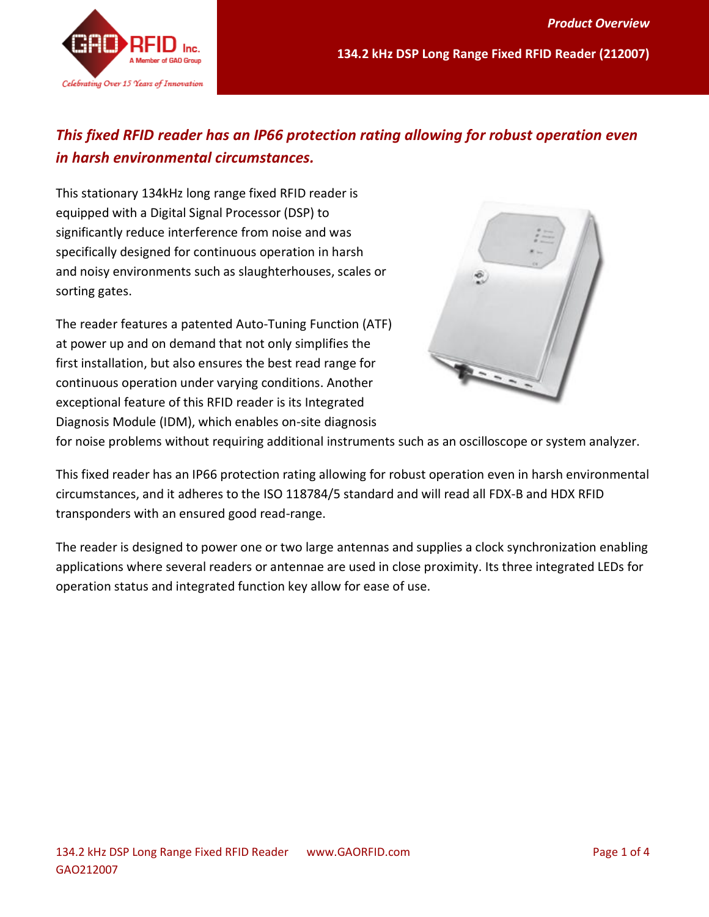# 134.2 kHz DSP Long Range Fixed RFID Reader (212007)

***This fixed RFID reader has an IP66 protection rating allowing for robust operation even in harsh environmental circumstances.***

This stationary 134kHz long range fixed RFID reader is equipped with a Digital Signal Processor (DSP) to significantly reduce interference from noise and was specifically designed for continuous operation in harsh and noisy environments such as slaughterhouses, scales or sorting gates.

The reader features a patented Auto-Tuning Function (ATF) at power up and on demand that not only simplifies the first installation, but also ensures the best read range for continuous operation under varying conditions. Another exceptional feature of this RFID reader is its Integrated Diagnosis Module (IDM), which enables on-site diagnosis for noise problems without requiring additional instruments such as an oscilloscope or system analyzer.

This fixed reader has an IP66 protection rating allowing for robust operation even in harsh environmental circumstances, and it adheres to the ISO 118784/5 standard and will read all FDX-B and HDX RFID transponders with an ensured good read-range.

The reader is designed to power one or two large antennas and supplies a clock synchronization enabling applications where several readers or antennae are used in close proximity. Its three integrated LEDs for operation status and integrated function key allow for ease of use.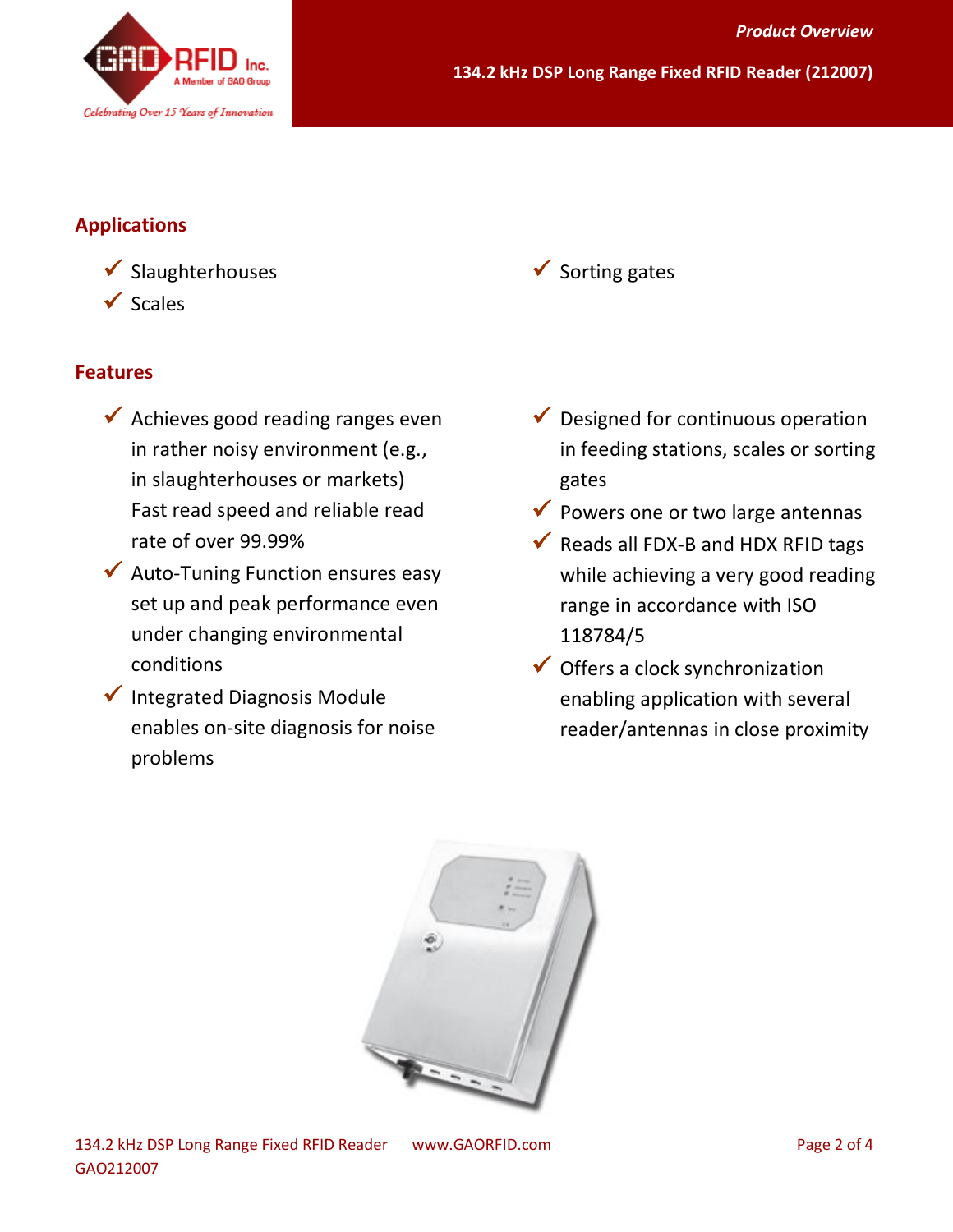## Applications

- ✓ Slaughterhouses
- ✓ Scales
- ✓ Sorting gates

## Features

- ✓ Achieves good reading ranges even in rather noisy environment (e.g., in slaughterhouses or markets) Fast read speed and reliable read rate of over 99.99%
- ✓ Auto-Tuning Function ensures easy set up and peak performance even under changing environmental conditions
- ✓ Integrated Diagnosis Module enables on-site diagnosis for noise problems
- ✓ Designed for continuous operation in feeding stations, scales or sorting gates
- ✓ Powers one or two large antennas
- ✓ Reads all FDX-B and HDX RFID tags while achieving a very good reading range in accordance with ISO 118784/5
- ✓ Offers a clock synchronization enabling application with several reader/antennas in close proximity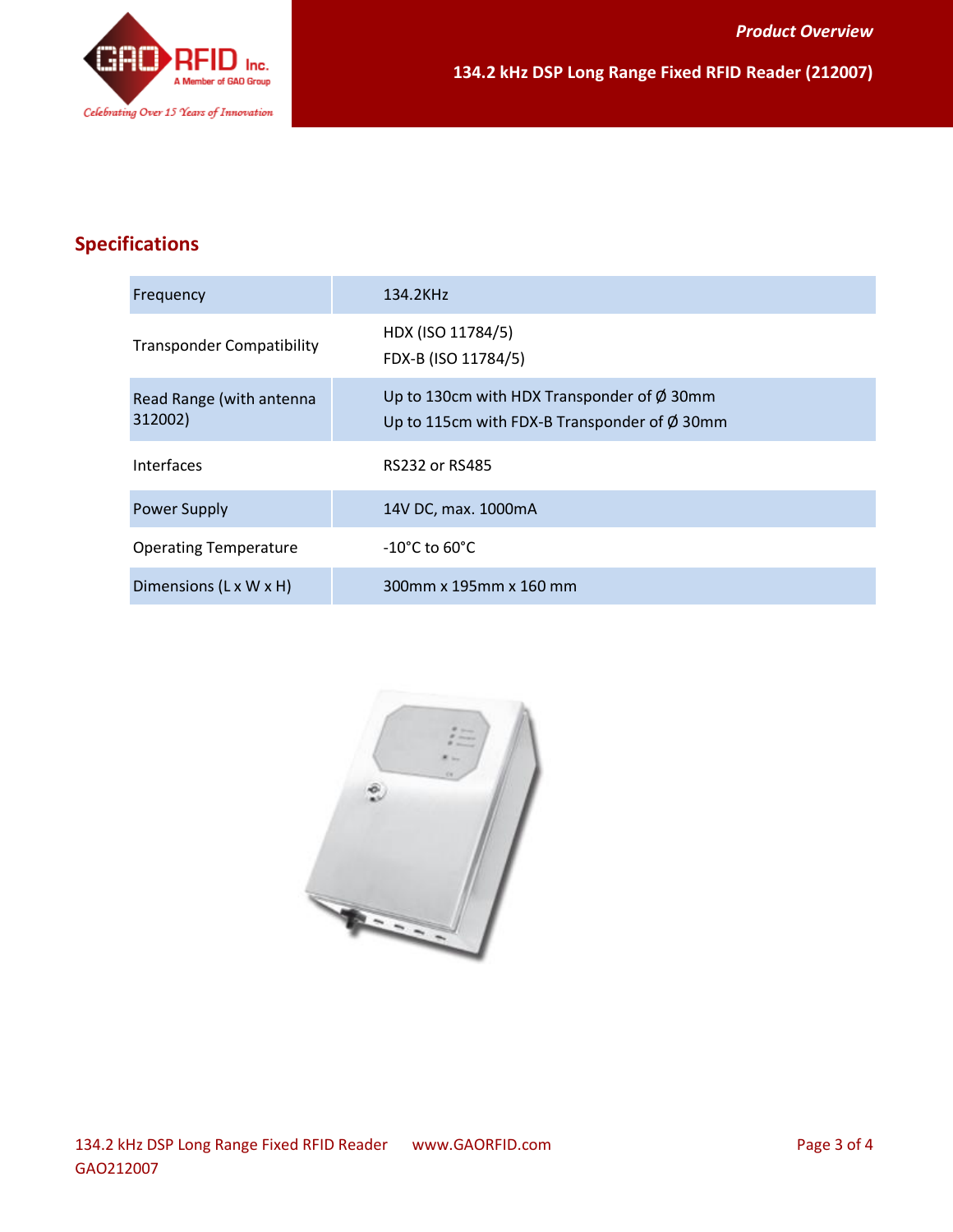## Specifications

| | |
|---|---|
| Frequency | 134.2KHz |
| Transponder Compatibility | HDX (ISO 11784/5)<br>FDX-B (ISO 11784/5) |
| Read Range (with antenna 312002) | Up to 130cm with HDX Transponder of Ø 30mm<br>Up to 115cm with FDX-B Transponder of Ø 30mm |
| Interfaces | RS232 or RS485 |
| Power Supply | 14V DC, max. 1000mA |
| Operating Temperature | -10°C to 60°C |
| Dimensions (L x W x H) | 300mm x 195mm x 160 mm |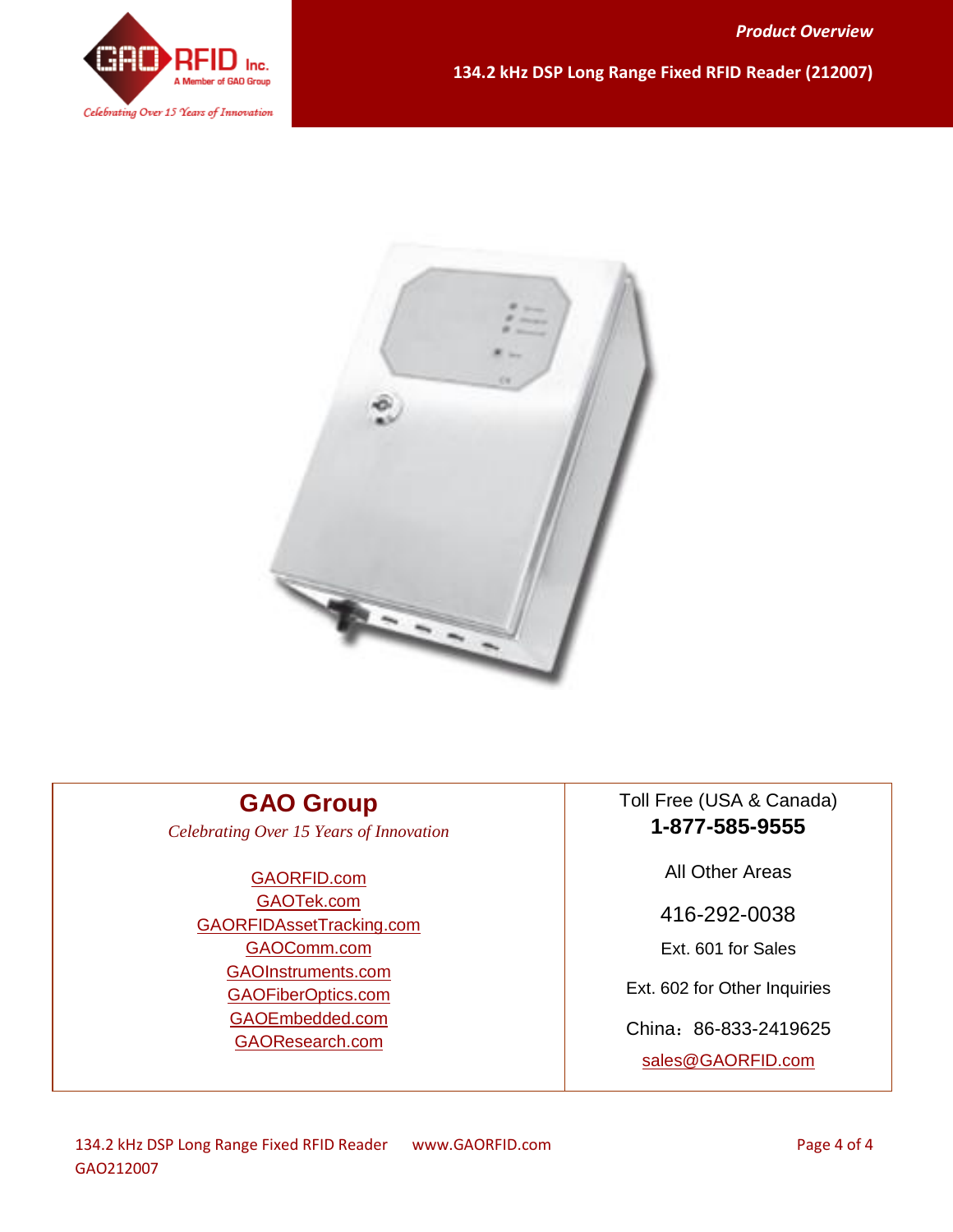| GAO Group | Toll Free (USA & Canada) |
| --- | --- |
| *Celebrating Over 15 Years of Innovation* | **1-877-585-9555** |
| GAORFID.com | All Other Areas |
| GAOTek.com | 416-292-0038 |
| GAORFIDAssetTracking.com | Ext. 601 for Sales |
| GAOComm.com | Ext. 602 for Other Inquiries |
| GAOInstruments.com | China：86-833-2419625 |
| GAOFiberOptics.com | sales@GAORFID.com |
| GAOEmbedded.com | |
| GAOResearch.com | |